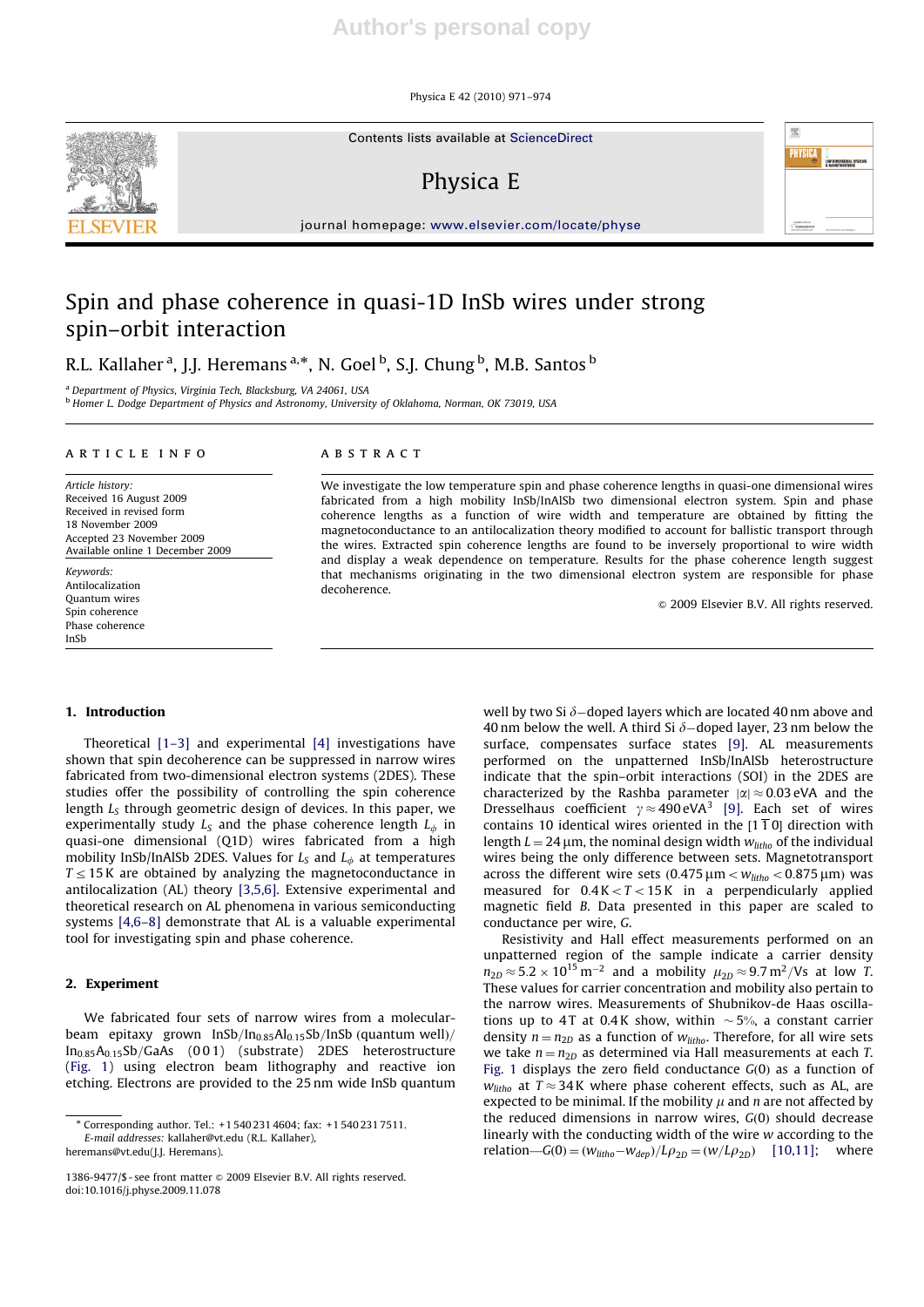# Spin and phase coherence in quasi-1D InSb wires under strong spin–orbit interaction

R.L. Kallaher [a], J.J. Heremans [a,*], N. Goel [b], S.J. Chung [b], M.B. Santos [b]

[a] Department of Physics, Virginia Tech, Blacksburg, VA 24061, USA
[b] Homer L. Dodge Department of Physics and Astronomy, University of Oklahoma, Norman, OK 73019, USA

**ARTICLE INFO**

*Article history:*
Received 16 August 2009
Received in revised form
18 November 2009
Accepted 23 November 2009
Available online 1 December 2009

*Keywords:*
Antilocalization
Quantum wires
Spin coherence
Phase coherence
InSb

**ABSTRACT**

We investigate the low temperature spin and phase coherence lengths in quasi-one dimensional wires fabricated from a high mobility InSb/InAlSb two dimensional electron system. Spin and phase coherence lengths as a function of wire width and temperature are obtained by fitting the magnetoconductance to an antilocalization theory modified to account for ballistic transport through the wires. Extracted spin coherence lengths are found to be inversely proportional to wire width and display a weak dependence on temperature. Results for the phase coherence length suggest that mechanisms originating in the two dimensional electron system are responsible for phase decoherence.

© 2009 Elsevier B.V. All rights reserved.

## 1. Introduction

Theoretical [1–3] and experimental [4] investigations have shown that spin decoherence can be suppressed in narrow wires fabricated from two-dimensional electron systems (2DES). These studies offer the possibility of controlling the spin coherence length $L_S$ through geometric design of devices. In this paper, we experimentally study $L_S$ and the phase coherence length $L_\phi$ in quasi-one dimensional (Q1D) wires fabricated from a high mobility InSb/InAlSb 2DES. Values for $L_S$ and $L_\phi$ at temperatures $T \leq 15\,\text{K}$ are obtained by analyzing the magnetoconductance in antilocalization (AL) theory [3,5,6]. Extensive experimental and theoretical research on AL phenomena in various semiconducting systems [4,6–8] demonstrate that AL is a valuable experimental tool for investigating spin and phase coherence.

## 2. Experiment

We fabricated four sets of narrow wires from a molecular-beam epitaxy grown InSb/$In_{0.85}Al_{0.15}Sb$/InSb (quantum well)/$In_{0.85}A_{0.15}Sb$/GaAs (0 0 1) (substrate) 2DES heterostructure (Fig. 1) using electron beam lithography and reactive ion etching. Electrons are provided to the 25 nm wide InSb quantum well by two Si $\delta$–doped layers which are located 40 nm above and 40 nm below the well. A third Si $\delta$–doped layer, 23 nm below the surface, compensates surface states [9]. AL measurements performed on the unpatterned InSb/InAlSb heterostructure indicate that the spin–orbit interactions (SOI) in the 2DES are characterized by the Rashba parameter $|\alpha| \approx 0.03\,\text{eVA}$ and the Dresselhaus coefficient $\gamma \approx 490\,\text{eVA}^3$ [9]. Each set of wires contains 10 identical wires oriented in the $[1\,\bar{1}\,0]$ direction with length $L = 24\,\mu\text{m}$, the nominal design width $w_{litho}$ of the individual wires being the only difference between sets. Magnetotransport across the different wire sets ($0.475\,\mu\text{m} < w_{litho} < 0.875\,\mu\text{m}$) was measured for $0.4\,\text{K} < T < 15\,\text{K}$ in a perpendicularly applied magnetic field $B$. Data presented in this paper are scaled to conductance per wire, $G$.

Resistivity and Hall effect measurements performed on an unpatterned region of the sample indicate a carrier density $n_{2D} \approx 5.2 \times 10^{15}\,\text{m}^{-2}$ and a mobility $\mu_{2D} \approx 9.7\,\text{m}^2/\text{Vs}$ at low $T$. These values for carrier concentration and mobility also pertain to the narrow wires. Measurements of Shubnikov-de Haas oscillations up to 4 T at 0.4 K show, within $\sim 5\%$, a constant carrier density $n = n_{2D}$ as a function of $w_{litho}$. Therefore, for all wire sets we take $n = n_{2D}$ as determined via Hall measurements at each $T$. Fig. 1 displays the zero field conductance $G(0)$ as a function of $w_{litho}$ at $T \approx 34\,\text{K}$ where phase coherent effects, such as AL, are expected to be minimal. If the mobility $\mu$ and $n$ are not affected by the reduced dimensions in narrow wires, $G(0)$ should decrease linearly with the conducting width of the wire $w$ according to the relation—$G(0) = (w_{litho} - w_{dep})/L\rho_{2D} = (w/L\rho_{2D})$ [10,11]; where

---

* Corresponding author. Tel.: +1 540 231 4604; fax: +1 540 231 7511.
*E-mail addresses:* kallaher@vt.edu (R.L. Kallaher), heremans@vt.edu (J.J. Heremans).

1386-9477/$ - see front matter © 2009 Elsevier B.V. All rights reserved.
doi:10.1016/j.physe.2009.11.078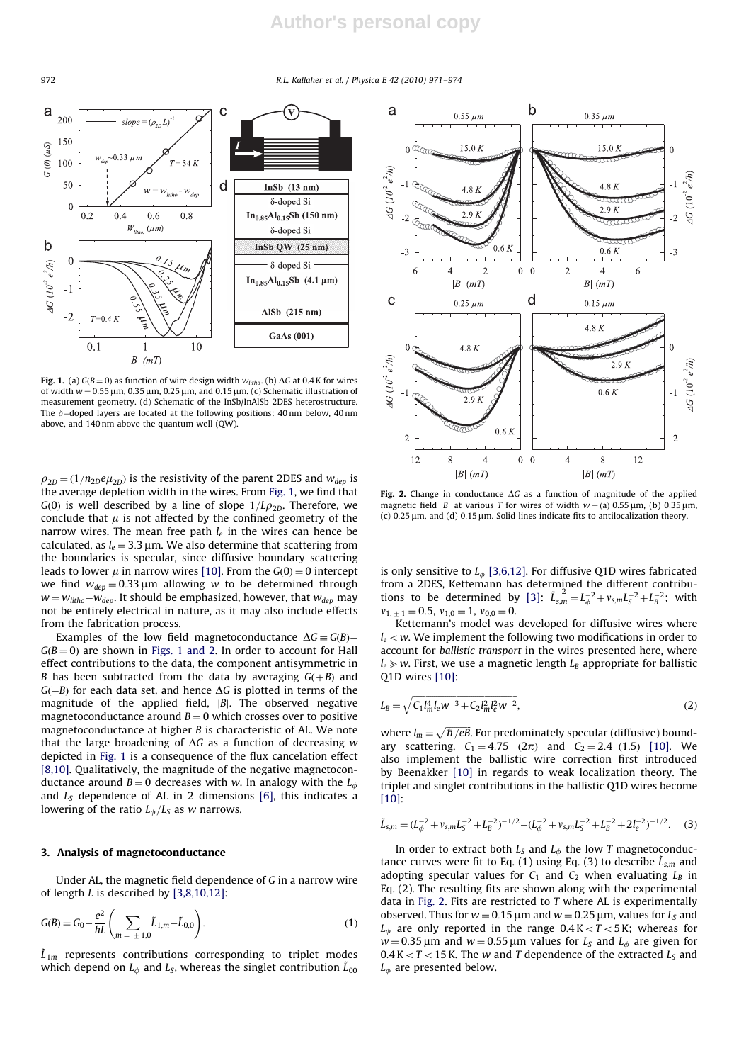**Fig. 1.** (a) $G(B=0)$ as function of wire design width $w_{litho}$. (b) $\Delta G$ at 0.4 K for wires of width $w = 0.55\,\mu$m, $0.35\,\mu$m, $0.25\,\mu$m, and $0.15\,\mu$m. (c) Schematic illustration of measurement geometry. (d) Schematic of the InSb/InAlSb 2DES heterostructure. The $\delta$–doped layers are located at the following positions: 40 nm below, 40 nm above, and 140 nm above the quantum well (QW).

**Fig. 2.** Change in conductance $\Delta G$ as a function of magnitude of the applied magnetic field $|B|$ at various $T$ for wires of width $w =$ (a) $0.55\,\mu$m, (b) $0.35\,\mu$m, (c) $0.25\,\mu$m, and (d) $0.15\,\mu$m. Solid lines indicate fits to antilocalization theory.

$\rho_{2D} = (1/n_{2D}e\mu_{2D})$ is the resistivity of the parent 2DES and $w_{dep}$ is the average depletion width in the wires. From Fig. 1, we find that $G(0)$ is well described by a line of slope $1/L\rho_{2D}$. Therefore, we conclude that $\mu$ is not affected by the confined geometry of the narrow wires. The mean free path $l_e$ in the wires can hence be calculated, as $l_e = 3.3\,\mu$m. We also determine that scattering from the boundaries is specular, since diffusive boundary scattering leads to lower $\mu$ in narrow wires [10]. From the $G(0) = 0$ intercept we find $w_{dep} = 0.33\,\mu$m allowing $w$ to be determined through $w = w_{litho} - w_{dep}$. It should be emphasized, however, that $w_{dep}$ may not be entirely electrical in nature, as it may also include effects from the fabrication process.

Examples of the low field magnetoconductance $\Delta G \equiv G(B) - G(B=0)$ are shown in Figs. 1 and 2. In order to account for Hall effect contributions to the data, the component antisymmetric in $B$ has been subtracted from the data by averaging $G(+B)$ and $G(-B)$ for each data set, and hence $\Delta G$ is plotted in terms of the magnitude of the applied field, $|B|$. The observed negative magnetoconductance around $B = 0$ which crosses over to positive magnetoconductance at higher $B$ is characteristic of AL. We note that the large broadening of $\Delta G$ as a function of decreasing $w$ depicted in Fig. 1 is a consequence of the flux cancelation effect [8,10]. Qualitatively, the magnitude of the negative magnetoconductance around $B = 0$ decreases with $w$. In analogy with the $L_\phi$ and $L_S$ dependence of AL in 2 dimensions [6], this indicates a lowering of the ratio $L_\phi / L_S$ as $w$ narrows.

## 3. Analysis of magnetoconductance

Under AL, the magnetic field dependence of $G$ in a narrow wire of length $L$ is described by [3,8,10,12]:

$$G(B) = G_0 - \frac{e^2}{hL}\left(\sum_{m=\pm 1,0} \tilde{L}_{1,m} - \tilde{L}_{0,0}\right). \qquad (1)$$

$\tilde{L}_{1m}$ represents contributions corresponding to triplet modes which depend on $L_\phi$ and $L_S$, whereas the singlet contribution $\tilde{L}_{00}$ is only sensitive to $L_\phi$ [3,6,12]. For diffusive Q1D wires fabricated from a 2DES, Kettemann has determined the different contributions to be determined by [3]: $\tilde{L}_{s,m}^{-2} = L_\phi^{-2} + v_{s,m} L_S^{-2} + L_B^{-2}$; with $v_{1,\pm 1} = 0.5$, $v_{1,0} = 1$, $v_{0,0} = 0$.

Kettemann's model was developed for diffusive wires where $l_e < w$. We implement the following two modifications in order to account for *ballistic transport* in the wires presented here, where $l_e \gg w$. First, we use a magnetic length $L_B$ appropriate for ballistic Q1D wires [10]:

$$L_B = \sqrt{C_1 l_m^4 l_e w^{-3} + C_2 l_m^2 l_e^2 w^{-2}}, \qquad (2)$$

where $l_m = \sqrt{\hbar/eB}$. For predominately specular (diffusive) boundary scattering, $C_1 = 4.75$ $(2\pi)$ and $C_2 = 2.4$ $(1.5)$ [10]. We also implement the ballistic wire correction first introduced by Beenakker [10] in regards to weak localization theory. The triplet and singlet contributions in the ballistic Q1D wires become [10]:

$$\tilde{L}_{s,m} = (L_\phi^{-2} + v_{s,m} L_S^{-2} + L_B^{-2})^{-1/2} - (L_\phi^{-2} + v_{s,m} L_S^{-2} + L_B^{-2} + 2 l_e^{-2})^{-1/2}. \qquad (3)$$

In order to extract both $L_S$ and $L_\phi$ the low $T$ magnetoconductance curves were fit to Eq. (1) using Eq. (3) to describe $\tilde{L}_{s,m}$ and adopting specular values for $C_1$ and $C_2$ when evaluating $L_B$ in Eq. (2). The resulting fits are shown along with the experimental data in Fig. 2. Fits are restricted to $T$ where AL is experimentally observed. Thus for $w = 0.15\,\mu$m and $w = 0.25\,\mu$m, values for $L_S$ and $L_\phi$ are only reported in the range $0.4\,\text{K} < T < 5\,\text{K}$; whereas for $w = 0.35\,\mu$m and $w = 0.55\,\mu$m values for $L_S$ and $L_\phi$ are given for $0.4\,\text{K} < T < 15\,\text{K}$. The $w$ and $T$ dependence of the extracted $L_S$ and $L_\phi$ are presented below.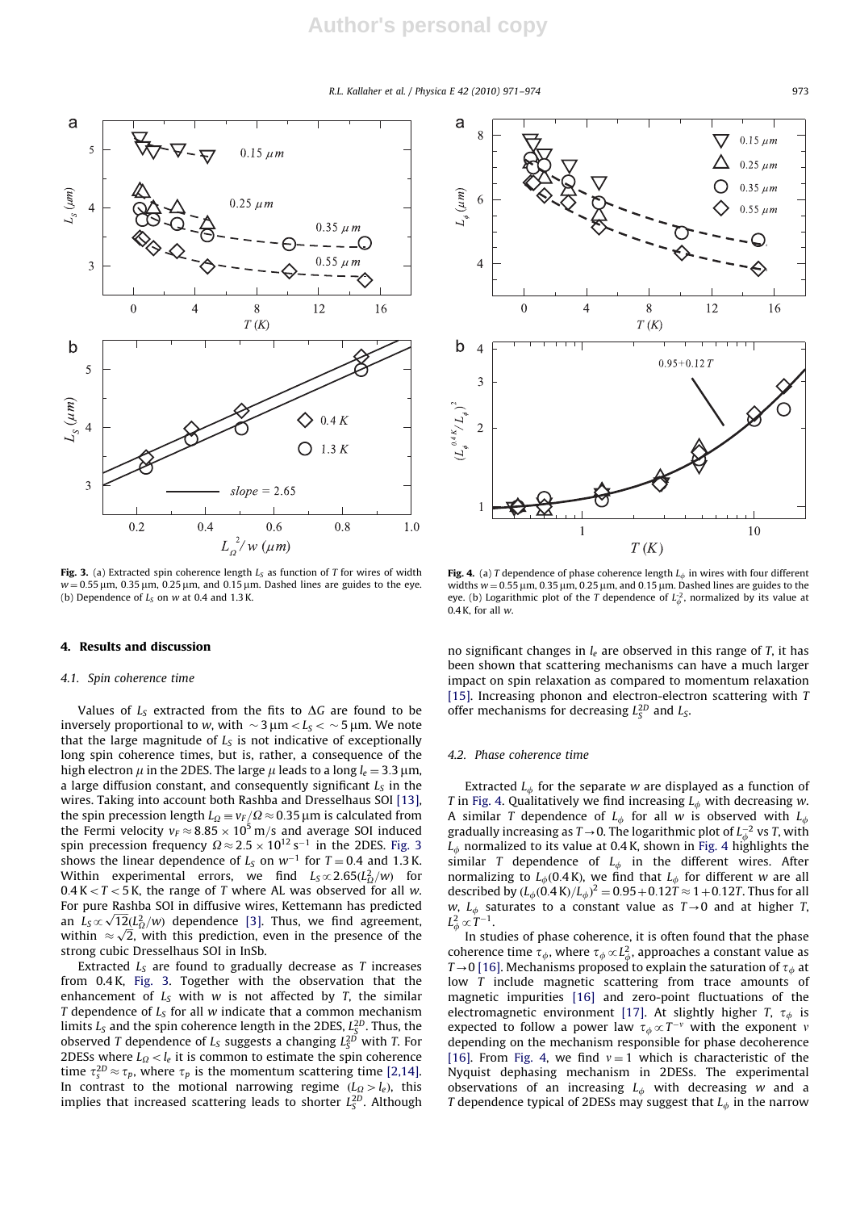Fig. 3. (a) Extracted spin coherence length $L_S$ as function of $T$ for wires of width $w = 0.55\,\mu$m, $0.35\,\mu$m, $0.25\,\mu$m, and $0.15\,\mu$m. Dashed lines are guides to the eye. (b) Dependence of $L_S$ on $w$ at 0.4 and 1.3 K.

Fig. 4. (a) $T$ dependence of phase coherence length $L_\phi$ in wires with four different widths $w = 0.55\,\mu$m, $0.35\,\mu$m, $0.25\,\mu$m, and $0.15\,\mu$m. Dashed lines are guides to the eye. (b) Logarithmic plot of the $T$ dependence of $L_\phi^{-2}$, normalized by its value at 0.4 K, for all $w$.

## 4. Results and discussion

### 4.1. Spin coherence time

Values of $L_S$ extracted from the fits to $\Delta G$ are found to be inversely proportional to $w$, with $\sim 3\,\mu\text{m} < L_S < \sim 5\,\mu\text{m}$. We note that the large magnitude of $L_S$ is not indicative of exceptionally long spin coherence times, but is, rather, a consequence of the high electron $\mu$ in the 2DES. The large $\mu$ leads to a long $l_e = 3.3\,\mu$m, a large diffusion constant, and consequently significant $L_S$ in the wires. Taking into account both Rashba and Dresselhaus SOI [13], the spin precession length $L_\Omega \equiv v_F/\Omega \approx 0.35\,\mu$m is calculated from the Fermi velocity $v_F \approx 8.85 \times 10^5$ m/s and average SOI induced spin precession frequency $\Omega \approx 2.5 \times 10^{12}\,\text{s}^{-1}$ in the 2DES. Fig. 3 shows the linear dependence of $L_S$ on $w^{-1}$ for $T = 0.4$ and 1.3 K. Within experimental errors, we find $L_S \propto 2.65(L_\Omega^2/w)$ for $0.4\,\text{K} < T < 5\,\text{K}$, the range of $T$ where AL was observed for all $w$. For pure Rashba SOI in diffusive wires, Kettemann has predicted an $L_S \propto \sqrt{12}(L_\Omega^2/w)$ dependence [3]. Thus, we find agreement, within $\approx \sqrt{2}$, with this prediction, even in the presence of the strong cubic Dresselhaus SOI in InSb.

Extracted $L_S$ are found to gradually decrease as $T$ increases from 0.4 K, Fig. 3. Together with the observation that the enhancement of $L_S$ with $w$ is not affected by $T$, the similar $T$ dependence of $L_S$ for all $w$ indicate that a common mechanism limits $L_S$ and the spin coherence length in the 2DES, $L_S^{2D}$. Thus, the observed $T$ dependence of $L_S$ suggests a changing $L_S^{2D}$ with $T$. For 2DESs where $L_\Omega < l_e$ it is common to estimate the spin coherence time $\tau_s^{2D} \approx \tau_p$, where $\tau_p$ is the momentum scattering time [2,14]. In contrast to the motional narrowing regime ($L_\Omega > l_e$), this implies that increased scattering leads to shorter $L_S^{2D}$. Although no significant changes in $l_e$ are observed in this range of $T$, it has been shown that scattering mechanisms can have a much larger impact on spin relaxation as compared to momentum relaxation [15]. Increasing phonon and electron-electron scattering with $T$ offer mechanisms for decreasing $L_S^{2D}$ and $L_S$.

### 4.2. Phase coherence time

Extracted $L_\phi$ for the separate $w$ are displayed as a function of $T$ in Fig. 4. Qualitatively we find increasing $L_\phi$ with decreasing $w$. A similar $T$ dependence of $L_\phi$ for all $w$ is observed with $L_\phi$ gradually increasing as $T \to 0$. The logarithmic plot of $L_\phi^{-2}$ vs $T$, with $L_\phi$ normalized to its value at 0.4 K, shown in Fig. 4 highlights the similar $T$ dependence of $L_\phi$ in the different wires. After normalizing to $L_\phi(0.4\,\text{K})$, we find that $L_\phi$ for different $w$ are all described by $(L_\phi(0.4\,\text{K})/L_\phi)^2 = 0.95 + 0.12T \approx 1 + 0.12T$. Thus for all $w$, $L_\phi$ saturates to a constant value as $T \to 0$ and at higher $T$, $L_\phi^2 \propto T^{-1}$.

In studies of phase coherence, it is often found that the phase coherence time $\tau_\phi$, where $\tau_\phi \propto L_\phi^2$, approaches a constant value as $T \to 0$ [16]. Mechanisms proposed to explain the saturation of $\tau_\phi$ at low $T$ include magnetic scattering from trace amounts of magnetic impurities [16] and zero-point fluctuations of the electromagnetic environment [17]. At slightly higher $T$, $\tau_\phi$ is expected to follow a power law $\tau_\phi \propto T^{-\nu}$ with the exponent $\nu$ depending on the mechanism responsible for phase decoherence [16]. From Fig. 4, we find $\nu = 1$ which is characteristic of the Nyquist dephasing mechanism in 2DESs. The experimental observations of an increasing $L_\phi$ with decreasing $w$ and a $T$ dependence typical of 2DESs may suggest that $L_\phi$ in the narrow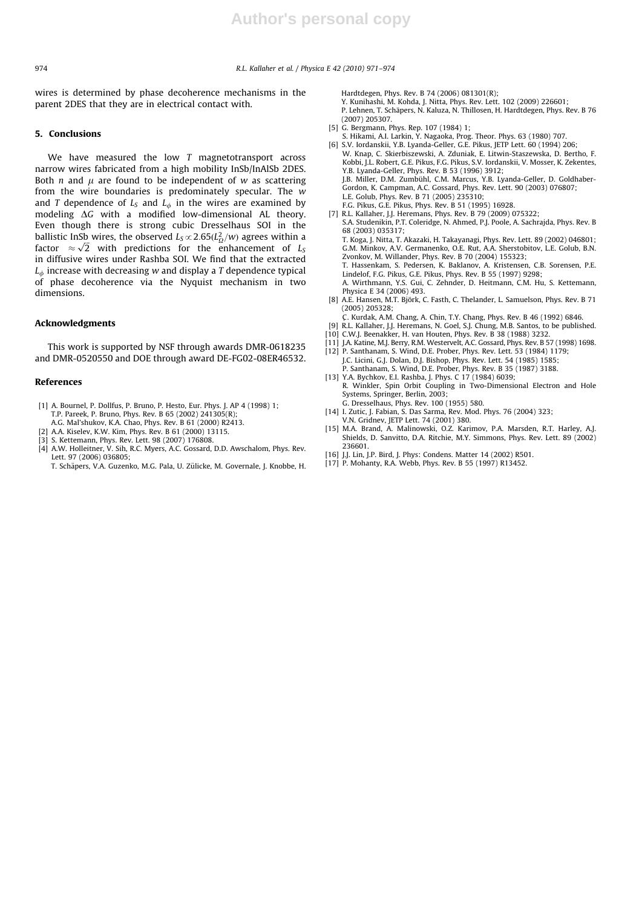wires is determined by phase decoherence mechanisms in the parent 2DES that they are in electrical contact with.

## 5. Conclusions

We have measured the low $T$ magnetotransport across narrow wires fabricated from a high mobility InSb/InAlSb 2DES. Both $n$ and $\mu$ are found to be independent of $w$ as scattering from the wire boundaries is predominately specular. The $w$ and $T$ dependence of $L_S$ and $L_\phi$ in the wires are examined by modeling $\Delta G$ with a modified low-dimensional AL theory. Even though there is strong cubic Dresselhaus SOI in the ballistic InSb wires, the observed $L_S \propto 2.65(L_\Omega^2/w)$ agrees within a factor $\approx\sqrt{2}$ with predictions for the enhancement of $L_S$ in diffusive wires under Rashba SOI. We find that the extracted $L_\phi$ increase with decreasing $w$ and display a $T$ dependence typical of phase decoherence via the Nyquist mechanism in two dimensions.

## Acknowledgments

This work is supported by NSF through awards DMR-0618235 and DMR-0520550 and DOE through award DE-FG02-08ER46532.

## References

[1] A. Bournel, P. Dollfus, P. Bruno, P. Hesto, Eur. Phys. J. AP 4 (1998) 1;
T.P. Pareek, P. Bruno, Phys. Rev. B 65 (2002) 241305(R);
A.G. Mal'shukov, K.A. Chao, Phys. Rev. B 61 (2000) R2413.

[2] A.A. Kiselev, K.W. Kim, Phys. Rev. B 61 (2000) 13115.

[3] S. Kettemann, Phys. Rev. Lett. 98 (2007) 176808.

[4] A.W. Holleitner, V. Sih, R.C. Myers, A.C. Gossard, D.D. Awschalom, Phys. Rev. Lett. 97 (2006) 036805;
T. Schäpers, V.A. Guzenko, M.G. Pala, U. Zülicke, M. Governale, J. Knobbe, H. Hardtdegen, Phys. Rev. B 74 (2006) 081301(R);
Y. Kunihashi, M. Kohda, J. Nitta, Phys. Rev. Lett. 102 (2009) 226601;
P. Lehnen, T. Schäpers, N. Kaluza, N. Thillosen, H. Hardtdegen, Phys. Rev. B 76 (2007) 205307.

[5] G. Bergmann, Phys. Rep. 107 (1984) 1;
S. Hikami, A.I. Larkin, Y. Nagaoka, Prog. Theor. Phys. 63 (1980) 707.

[6] S.V. Iordanskii, Y.B. Lyanda-Geller, G.E. Pikus, JETP Lett. 60 (1994) 206;
W. Knap, C. Skierbiszewski, A. Zduniak, E. Litwin-Staszewska, D. Bertho, F. Kobbi, J.L. Robert, G.E. Pikus, F.G. Pikus, S.V. Iordanskii, V. Mosser, K. Zekentes, Y.B. Lyanda-Geller, Phys. Rev. B 53 (1996) 3912;
J.B. Miller, D.M. Zumbühl, C.M. Marcus, Y.B. Lyanda-Geller, D. Goldhaber-Gordon, K. Campman, A.C. Gossard, Phys. Rev. Lett. 90 (2003) 076807;
L.E. Golub, Phys. Rev. B 71 (2005) 235310;
F.G. Pikus, G.E. Pikus, Phys. Rev. B 51 (1995) 16928.

[7] R.L. Kallaher, J.J. Heremans, Phys. Rev. B 79 (2009) 075322;
S.A. Studenikin, P.T. Coleridge, N. Ahmed, P.J. Poole, A. Sachrajda, Phys. Rev. B 68 (2003) 035317;
T. Koga, J. Nitta, T. Akazaki, H. Takayanagi, Phys. Rev. Lett. 89 (2002) 046801;
G.M. Minkov, A.V. Germanenko, O.E. Rut, A.A. Sherstobitov, L.E. Golub, B.N. Zvonkov, M. Willander, Phys. Rev. B 70 (2004) 155323;
T. Hassenkam, S. Pedersen, K. Baklanov, A. Kristensen, C.B. Sorensen, P.E. Lindelof, F.G. Pikus, G.E. Pikus, Phys. Rev. B 55 (1997) 9298;
A. Wirthmann, Y.S. Gui, C. Zehnder, D. Heitmann, C.M. Hu, S. Kettemann, Physica E 34 (2006) 493.

[8] A.E. Hansen, M.T. Björk, C. Fasth, C. Thelander, L. Samuelson, Phys. Rev. B 71 (2005) 205328;
Ç. Kurdak, A.M. Chang, A. Chin, T.Y. Chang, Phys. Rev. B 46 (1992) 6846.

[9] R.L. Kallaher, J.J. Heremans, N. Goel, S.J. Chung, M.B. Santos, to be published.

[10] C.W.J. Beenakker, H. van Houten, Phys. Rev. B 38 (1988) 3232.

[11] J.A. Katine, M.J. Berry, R.M. Westervelt, A.C. Gossard, Phys. Rev. B 57 (1998) 1698.

[12] P. Santhanam, S. Wind, D.E. Prober, Phys. Rev. Lett. 53 (1984) 1179;
J.C. Licini, G.J. Dolan, D.J. Bishop, Phys. Rev. Lett. 54 (1985) 1585;
P. Santhanam, S. Wind, D.E. Prober, Phys. Rev. B 35 (1987) 3188.

[13] Y.A. Bychkov, E.I. Rashba, J. Phys. C 17 (1984) 6039;
R. Winkler, Spin Orbit Coupling in Two-Dimensional Electron and Hole Systems, Springer, Berlin, 2003;
G. Dresselhaus, Phys. Rev. 100 (1955) 580.

[14] I. Zutic, J. Fabian, S. Das Sarma, Rev. Mod. Phys. 76 (2004) 323;
V.N. Gridnev, JETP Lett. 74 (2001) 380.

[15] M.A. Brand, A. Malinowski, O.Z. Karimov, P.A. Marsden, R.T. Harley, A.J. Shields, D. Sanvitto, D.A. Ritchie, M.Y. Simmons, Phys. Rev. Lett. 89 (2002) 236601.

[16] J.J. Lin, J.P. Bird, J. Phys: Condens. Matter 14 (2002) R501.

[17] P. Mohanty, R.A. Webb, Phys. Rev. B 55 (1997) R13452.